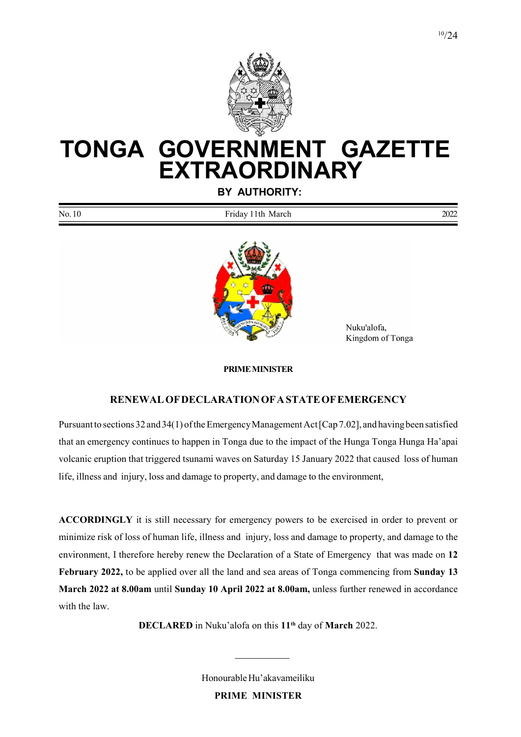# TONGA GOVERNMENT GAZETTE EXTRAORDINARY

**BY AUTHORITY:**

| No. 10 | Friday 11th March | 2022 |
|---|---|---|

Nuku'alofa,
Kingdom of Tonga

**PRIME MINISTER**

## RENEWAL OF DECLARATION OF A STATE OF EMERGENCY

Pursuant to sections 32 and 34(1) of the Emergency Management Act [Cap 7.02], and having been satisfied that an emergency continues to happen in Tonga due to the impact of the Hunga Tonga Hunga Ha'apai volcanic eruption that triggered tsunami waves on Saturday 15 January 2022 that caused loss of human life, illness and injury, loss and damage to property, and damage to the environment,

**ACCORDINGLY** it is still necessary for emergency powers to be exercised in order to prevent or minimize risk of loss of human life, illness and injury, loss and damage to property, and damage to the environment, I therefore hereby renew the Declaration of a State of Emergency that was made on **12 February 2022,** to be applied over all the land and sea areas of Tonga commencing from **Sunday 13 March 2022 at 8.00am** until **Sunday 10 April 2022 at 8.00am,** unless further renewed in accordance with the law.

**DECLARED** in Nuku'alofa on this **11th** day of **March** 2022.

Honourable Hu'akavameiliku
**PRIME MINISTER**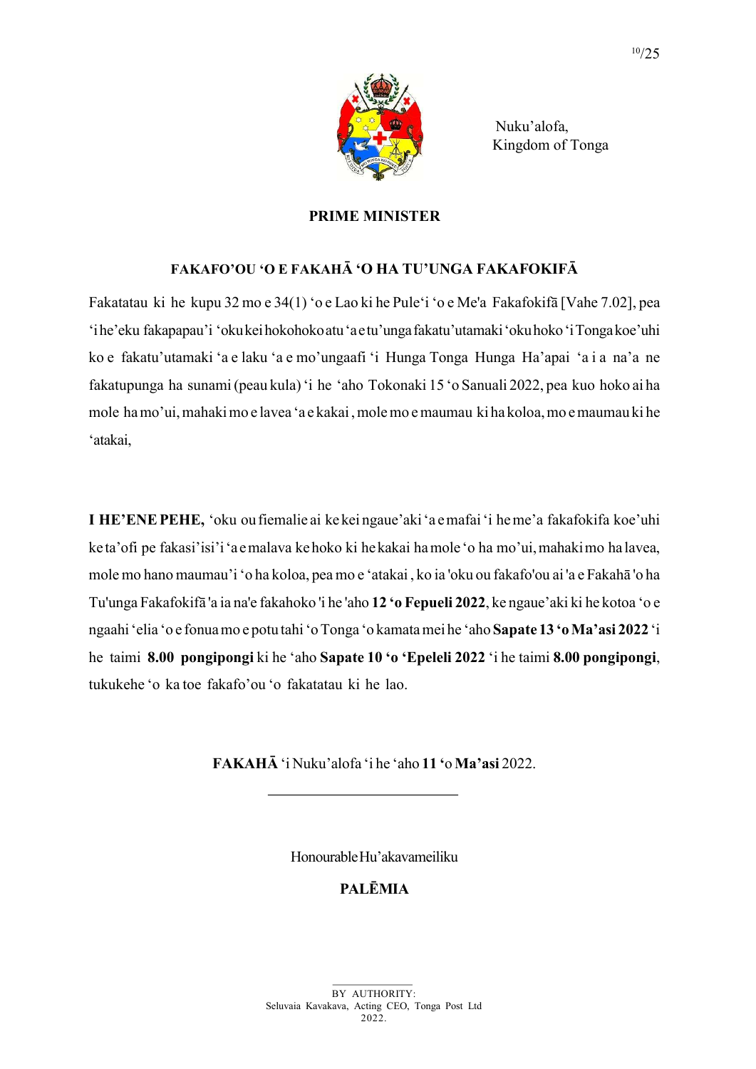Nuku'alofa,
Kingdom of Tonga

**PRIME MINISTER**

**FAKAFO'OU 'O E FAKAHĀ 'O HA TU'UNGA FAKAFOKIFĀ**

Fakatatau ki he kupu 32 mo e 34(1) 'o e Lao ki he Pule'i 'o e Me'a Fakafokifā [Vahe 7.02], pea 'i he'eku fakapapau'i 'oku kei hokohoko atu 'a e tu'unga fakatu'utamaki 'oku hoko 'i Tonga koe'uhi ko e fakatu'utamaki 'a e laku 'a e mo'ungaafi 'i Hunga Tonga Hunga Ha'apai 'a i a na'a ne fakatupunga ha sunami (peau kula) 'i he 'aho Tokonaki 15 'o Sanuali 2022, pea kuo hoko ai ha mole ha mo'ui, mahaki mo e lavea 'a e kakai , mole mo e maumau ki ha koloa, mo e maumau ki he 'atakai,

**I HE'ENE PEHE,** 'oku ou fiemalie ai ke kei ngaue'aki 'a e mafai 'i he me'a fakafokifa koe'uhi ke ta'ofi pe fakasi'isi'i 'a e malava ke hoko ki he kakai ha mole 'o ha mo'ui, mahaki mo ha lavea, mole mo hano maumau'i 'o ha koloa, pea mo e 'atakai , ko ia 'oku ou fakafo'ou ai 'a e Fakahā 'o ha Tu'unga Fakafokifā 'a ia na'e fakahoko 'i he 'aho **12 'o Fepueli 2022**, ke ngaue'aki ki he kotoa 'o e ngaahi 'elia 'o e fonua mo e potu tahi 'o Tonga 'o kamata mei he 'aho **Sapate 13 'o Ma'asi 2022** 'i he taimi **8.00 pongipongi** ki he 'aho **Sapate 10 'o 'Epeleli 2022** 'i he taimi **8.00 pongipongi**, tukukehe 'o ka toe fakafo'ou 'o fakatatau ki he lao.

**FAKAHĀ** 'i Nuku'alofa 'i he 'aho **11 'o Ma'asi** 2022.

\_\_\_\_\_\_\_\_\_\_\_\_\_\_\_\_\_\_\_\_\_\_\_\_\_\_

Honourable Hu'akavameiliku

**PALĒMIA**

BY AUTHORITY:
Seluvaia Kavakava, Acting CEO, Tonga Post Ltd
2022.